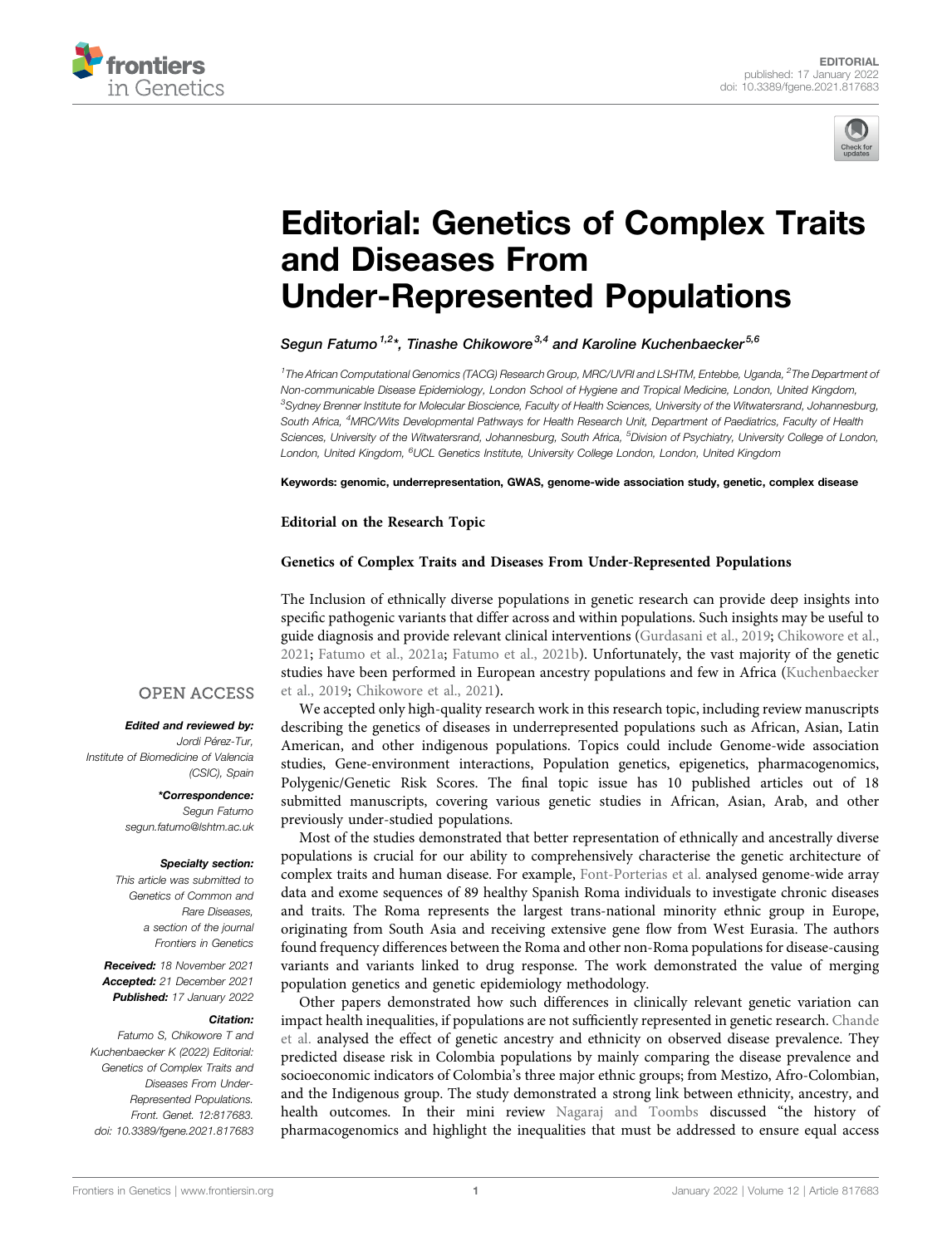EDITORIAL
published: 17 January 2022
doi: 10.3389/fgene.2021.817683

# Editorial: Genetics of Complex Traits and Diseases From Under-Represented Populations

*Segun Fatumo[1,2]*, Tinashe Chikowore[3,4] and Karoline Kuchenbaecker[5,6]*

[1]The African Computational Genomics (TACG) Research Group, MRC/UVRI and LSHTM, Entebbe, Uganda, [2]The Department of Non-communicable Disease Epidemiology, London School of Hygiene and Tropical Medicine, London, United Kingdom, [3]Sydney Brenner Institute for Molecular Bioscience, Faculty of Health Sciences, University of the Witwatersrand, Johannesburg, South Africa, [4]MRC/Wits Developmental Pathways for Health Research Unit, Department of Paediatrics, Faculty of Health Sciences, University of the Witwatersrand, Johannesburg, South Africa, [5]Division of Psychiatry, University College of London, London, United Kingdom, [6]UCL Genetics Institute, University College London, London, United Kingdom

**Keywords: genomic, underrepresentation, GWAS, genome-wide association study, genetic, complex disease**

**Editorial on the Research Topic**

**Genetics of Complex Traits and Diseases From Under-Represented Populations**

OPEN ACCESS

***Edited and reviewed by:***
*Jordi Pérez-Tur, Institute of Biomedicine of Valencia (CSIC), Spain*

***\*Correspondence:***
*Segun Fatumo*
*segun.fatumo@lshtm.ac.uk*

***Specialty section:***
*This article was submitted to Genetics of Common and Rare Diseases, a section of the journal Frontiers in Genetics*

***Received:*** *18 November 2021*
***Accepted:*** *21 December 2021*
***Published:*** *17 January 2022*

***Citation:***
*Fatumo S, Chikowore T and Kuchenbaecker K (2022) Editorial: Genetics of Complex Traits and Diseases From Under-Represented Populations. Front. Genet. 12:817683. doi: 10.3389/fgene.2021.817683*

The Inclusion of ethnically diverse populations in genetic research can provide deep insights into specific pathogenic variants that differ across and within populations. Such insights may be useful to guide diagnosis and provide relevant clinical interventions (Gurdasani et al., 2019; Chikowore et al., 2021; Fatumo et al., 2021a; Fatumo et al., 2021b). Unfortunately, the vast majority of the genetic studies have been performed in European ancestry populations and few in Africa (Kuchenbaecker et al., 2019; Chikowore et al., 2021).

We accepted only high-quality research work in this research topic, including review manuscripts describing the genetics of diseases in underrepresented populations such as African, Asian, Latin American, and other indigenous populations. Topics could include Genome-wide association studies, Gene-environment interactions, Population genetics, epigenetics, pharmacogenomics, Polygenic/Genetic Risk Scores. The final topic issue has 10 published articles out of 18 submitted manuscripts, covering various genetic studies in African, Asian, Arab, and other previously under-studied populations.

Most of the studies demonstrated that better representation of ethnically and ancestrally diverse populations is crucial for our ability to comprehensively characterise the genetic architecture of complex traits and human disease. For example, Font-Porterias et al. analysed genome-wide array data and exome sequences of 89 healthy Spanish Roma individuals to investigate chronic diseases and traits. The Roma represents the largest trans-national minority ethnic group in Europe, originating from South Asia and receiving extensive gene flow from West Eurasia. The authors found frequency differences between the Roma and other non-Roma populations for disease-causing variants and variants linked to drug response. The work demonstrated the value of merging population genetics and genetic epidemiology methodology.

Other papers demonstrated how such differences in clinically relevant genetic variation can impact health inequalities, if populations are not sufficiently represented in genetic research. Chande et al. analysed the effect of genetic ancestry and ethnicity on observed disease prevalence. They predicted disease risk in Colombia populations by mainly comparing the disease prevalence and socioeconomic indicators of Colombia's three major ethnic groups; from Mestizo, Afro-Colombian, and the Indigenous group. The study demonstrated a strong link between ethnicity, ancestry, and health outcomes. In their mini review Nagaraj and Toombs discussed "the history of pharmacogenomics and highlight the inequalities that must be addressed to ensure equal access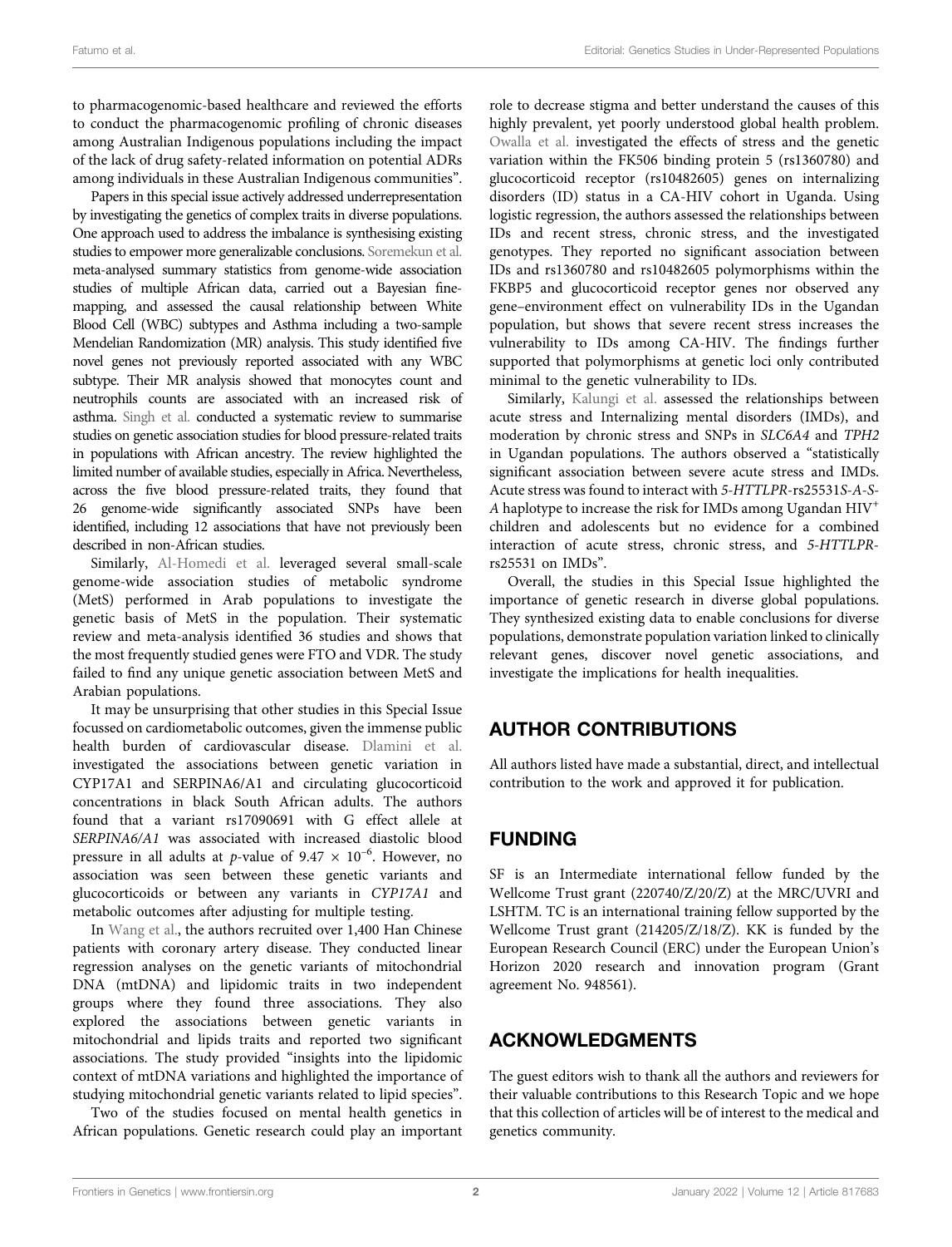to pharmacogenomic-based healthcare and reviewed the efforts to conduct the pharmacogenomic profiling of chronic diseases among Australian Indigenous populations including the impact of the lack of drug safety-related information on potential ADRs among individuals in these Australian Indigenous communities".

Papers in this special issue actively addressed underrepresentation by investigating the genetics of complex traits in diverse populations. One approach used to address the imbalance is synthesising existing studies to empower more generalizable conclusions. Soremekun et al. meta-analysed summary statistics from genome-wide association studies of multiple African data, carried out a Bayesian fine-mapping, and assessed the causal relationship between White Blood Cell (WBC) subtypes and Asthma including a two-sample Mendelian Randomization (MR) analysis. This study identified five novel genes not previously reported associated with any WBC subtype. Their MR analysis showed that monocytes count and neutrophils counts are associated with an increased risk of asthma. Singh et al. conducted a systematic review to summarise studies on genetic association studies for blood pressure-related traits in populations with African ancestry. The review highlighted the limited number of available studies, especially in Africa. Nevertheless, across the five blood pressure-related traits, they found that 26 genome-wide significantly associated SNPs have been identified, including 12 associations that have not previously been described in non-African studies.

Similarly, Al-Homedi et al. leveraged several small-scale genome-wide association studies of metabolic syndrome (MetS) performed in Arab populations to investigate the genetic basis of MetS in the population. Their systematic review and meta-analysis identified 36 studies and shows that the most frequently studied genes were FTO and VDR. The study failed to find any unique genetic association between MetS and Arabian populations.

It may be unsurprising that other studies in this Special Issue focussed on cardiometabolic outcomes, given the immense public health burden of cardiovascular disease. Dlamini et al. investigated the associations between genetic variation in CYP17A1 and SERPINA6/A1 and circulating glucocorticoid concentrations in black South African adults. The authors found that a variant rs17090691 with G effect allele at *SERPINA6/A1* was associated with increased diastolic blood pressure in all adults at *p*-value of $9.47 \times 10^{-6}$. However, no association was seen between these genetic variants and glucocorticoids or between any variants in *CYP17A1* and metabolic outcomes after adjusting for multiple testing.

In Wang et al., the authors recruited over 1,400 Han Chinese patients with coronary artery disease. They conducted linear regression analyses on the genetic variants of mitochondrial DNA (mtDNA) and lipidomic traits in two independent groups where they found three associations. They also explored the associations between genetic variants in mitochondrial and lipids traits and reported two significant associations. The study provided "insights into the lipidomic context of mtDNA variations and highlighted the importance of studying mitochondrial genetic variants related to lipid species".

Two of the studies focused on mental health genetics in African populations. Genetic research could play an important role to decrease stigma and better understand the causes of this highly prevalent, yet poorly understood global health problem. Owalla et al. investigated the effects of stress and the genetic variation within the FK506 binding protein 5 (rs1360780) and glucocorticoid receptor (rs10482605) genes on internalizing disorders (ID) status in a CA-HIV cohort in Uganda. Using logistic regression, the authors assessed the relationships between IDs and recent stress, chronic stress, and the investigated genotypes. They reported no significant association between IDs and rs1360780 and rs10482605 polymorphisms within the FKBP5 and glucocorticoid receptor genes nor observed any gene–environment effect on vulnerability IDs in the Ugandan population, but shows that severe recent stress increases the vulnerability to IDs among CA-HIV. The findings further supported that polymorphisms at genetic loci only contributed minimal to the genetic vulnerability to IDs.

Similarly, Kalungi et al. assessed the relationships between acute stress and Internalizing mental disorders (IMDs), and moderation by chronic stress and SNPs in *SLC6A4* and *TPH2* in Ugandan populations. The authors observed a "statistically significant association between severe acute stress and IMDs. Acute stress was found to interact with *5-HTTLPR*-rs25531*S-A-S-A* haplotype to increase the risk for IMDs among Ugandan HIV$^+$ children and adolescents but no evidence for a combined interaction of acute stress, chronic stress, and *5-HTTLPR*-rs25531 on IMDs".

Overall, the studies in this Special Issue highlighted the importance of genetic research in diverse global populations. They synthesized existing data to enable conclusions for diverse populations, demonstrate population variation linked to clinically relevant genes, discover novel genetic associations, and investigate the implications for health inequalities.

## AUTHOR CONTRIBUTIONS

All authors listed have made a substantial, direct, and intellectual contribution to the work and approved it for publication.

## FUNDING

SF is an Intermediate international fellow funded by the Wellcome Trust grant (220740/Z/20/Z) at the MRC/UVRI and LSHTM. TC is an international training fellow supported by the Wellcome Trust grant (214205/Z/18/Z). KK is funded by the European Research Council (ERC) under the European Union's Horizon 2020 research and innovation program (Grant agreement No. 948561).

## ACKNOWLEDGMENTS

The guest editors wish to thank all the authors and reviewers for their valuable contributions to this Research Topic and we hope that this collection of articles will be of interest to the medical and genetics community.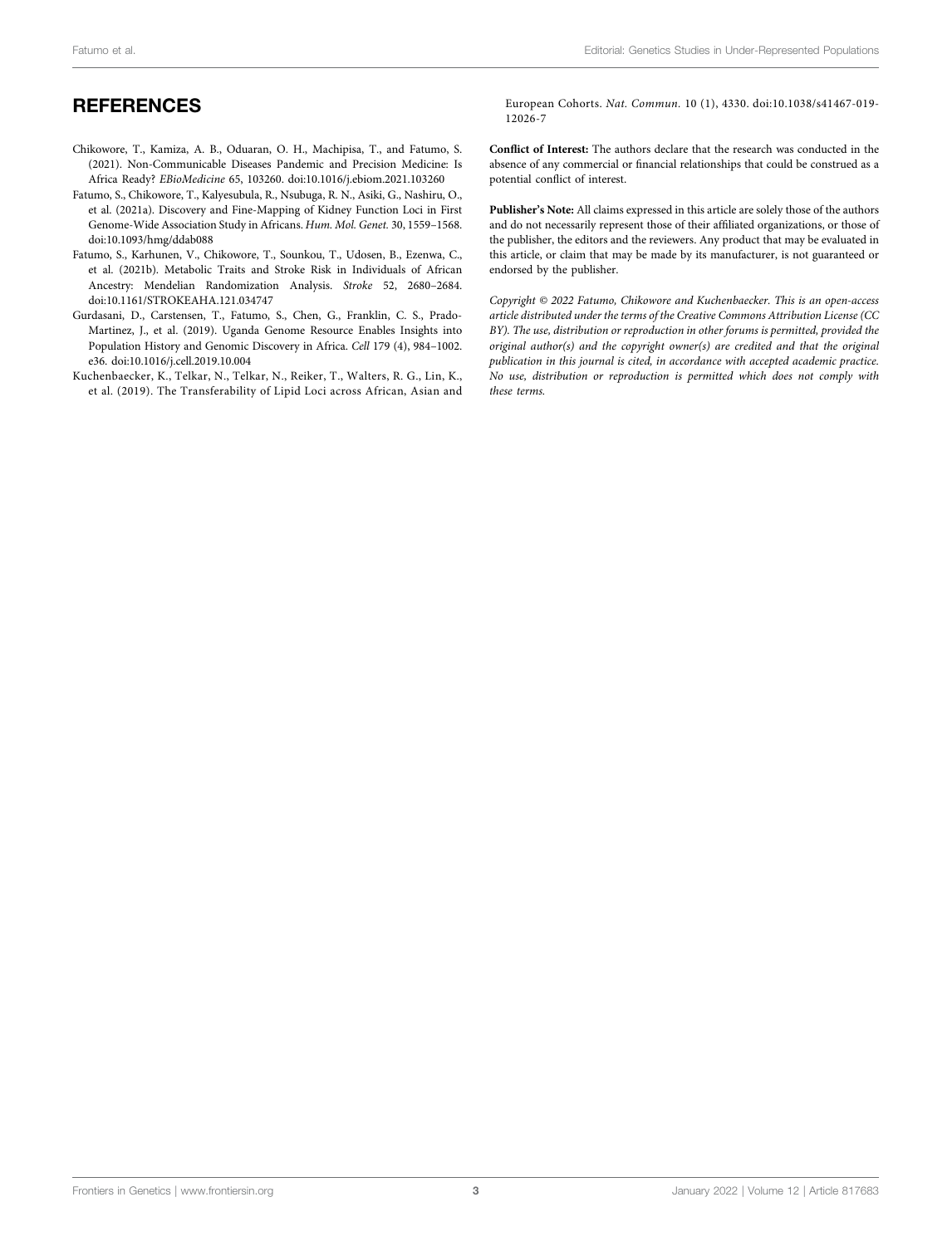## REFERENCES

Chikowore, T., Kamiza, A. B., Oduaran, O. H., Machipisa, T., and Fatumo, S. (2021). Non-Communicable Diseases Pandemic and Precision Medicine: Is Africa Ready? *EBioMedicine* 65, 103260. doi:10.1016/j.ebiom.2021.103260

Fatumo, S., Chikowore, T., Kalyesubula, R., Nsubuga, R. N., Asiki, G., Nashiru, O., et al. (2021a). Discovery and Fine-Mapping of Kidney Function Loci in First Genome-Wide Association Study in Africans. *Hum. Mol. Genet.* 30, 1559–1568. doi:10.1093/hmg/ddab088

Fatumo, S., Karhunen, V., Chikowore, T., Sounkou, T., Udosen, B., Ezenwa, C., et al. (2021b). Metabolic Traits and Stroke Risk in Individuals of African Ancestry: Mendelian Randomization Analysis. *Stroke* 52, 2680–2684. doi:10.1161/STROKEAHA.121.034747

Gurdasani, D., Carstensen, T., Fatumo, S., Chen, G., Franklin, C. S., Prado-Martinez, J., et al. (2019). Uganda Genome Resource Enables Insights into Population History and Genomic Discovery in Africa. *Cell* 179 (4), 984–1002. e36. doi:10.1016/j.cell.2019.10.004

Kuchenbaecker, K., Telkar, N., Telkar, N., Reiker, T., Walters, R. G., Lin, K., et al. (2019). The Transferability of Lipid Loci across African, Asian and European Cohorts. *Nat. Commun.* 10 (1), 4330. doi:10.1038/s41467-019-12026-7

**Conflict of Interest:** The authors declare that the research was conducted in the absence of any commercial or financial relationships that could be construed as a potential conflict of interest.

**Publisher's Note:** All claims expressed in this article are solely those of the authors and do not necessarily represent those of their affiliated organizations, or those of the publisher, the editors and the reviewers. Any product that may be evaluated in this article, or claim that may be made by its manufacturer, is not guaranteed or endorsed by the publisher.

*Copyright © 2022 Fatumo, Chikowore and Kuchenbaecker. This is an open-access article distributed under the terms of the Creative Commons Attribution License (CC BY). The use, distribution or reproduction in other forums is permitted, provided the original author(s) and the copyright owner(s) are credited and that the original publication in this journal is cited, in accordance with accepted academic practice. No use, distribution or reproduction is permitted which does not comply with these terms.*